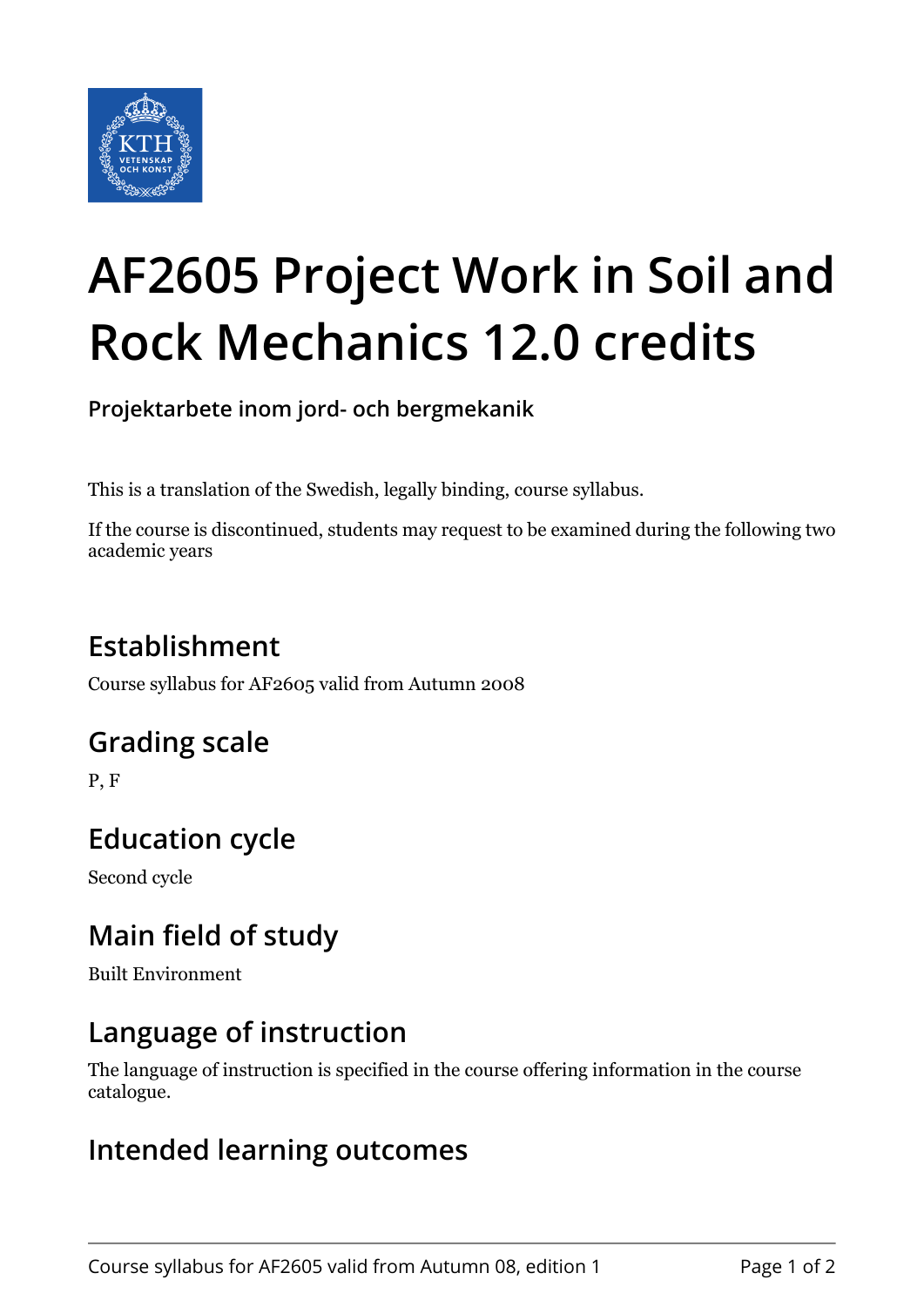# AF2605 Project Work in Soil and Rock Mechanics 12.0 credits

**Projektarbete inom jord- och bergmekanik**

This is a translation of the Swedish, legally binding, course syllabus.

If the course is discontinued, students may request to be examined during the following two academic years

## Establishment

Course syllabus for AF2605 valid from Autumn 2008

## Grading scale

P, F

## Education cycle

Second cycle

## Main field of study

Built Environment

## Language of instruction

The language of instruction is specified in the course offering information in the course catalogue.

## Intended learning outcomes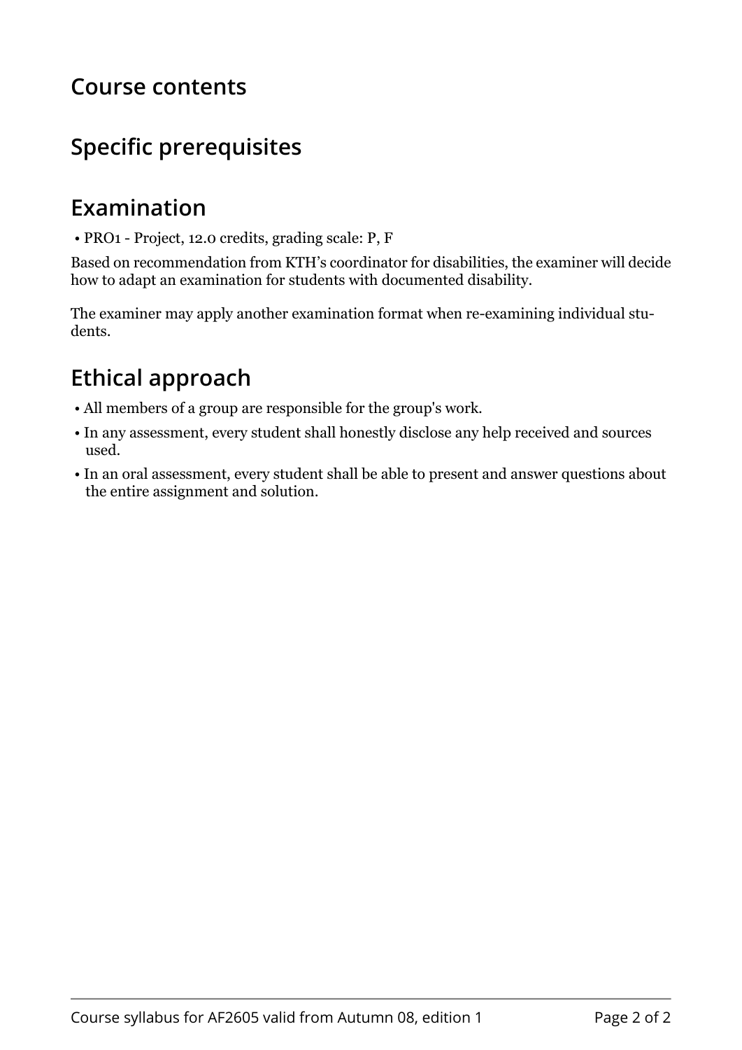## Course contents

## Specific prerequisites

## Examination

- PRO1 - Project, 12.0 credits, grading scale: P, F

Based on recommendation from KTH's coordinator for disabilities, the examiner will decide how to adapt an examination for students with documented disability.

The examiner may apply another examination format when re-examining individual students.

## Ethical approach

- All members of a group are responsible for the group's work.
- In any assessment, every student shall honestly disclose any help received and sources used.
- In an oral assessment, every student shall be able to present and answer questions about the entire assignment and solution.